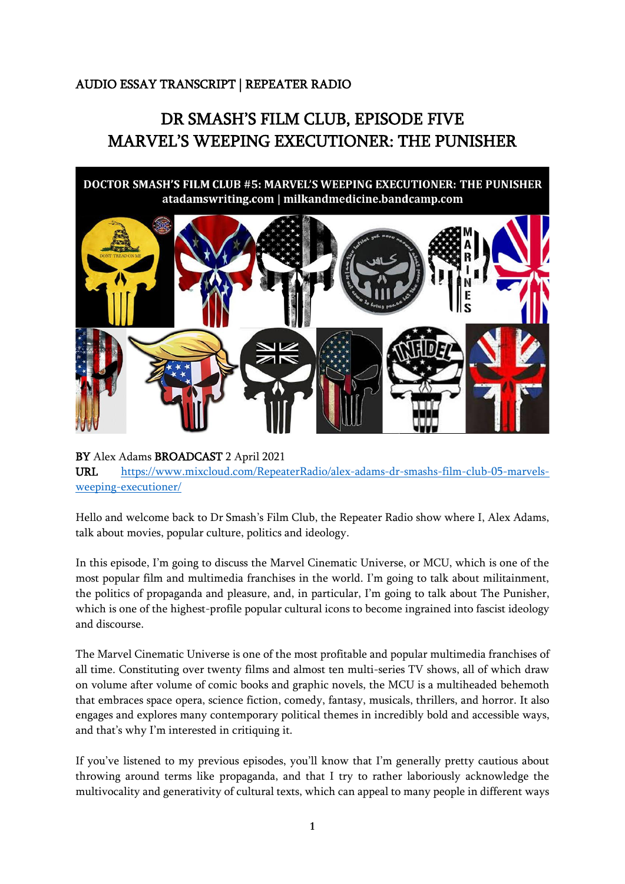AUDIO ESSAY TRANSCRIPT | REPEATER RADIO

# DR SMASH'S FILM CLUB, EPISODE FIVE
# MARVEL'S WEEPING EXECUTIONER: THE PUNISHER

DOCTOR SMASH'S FILM CLUB #5: MARVEL'S WEEPING EXECUTIONER: THE PUNISHER
atadamswriting.com | milkandmedicine.bandcamp.com

**BY** Alex Adams **BROADCAST** 2 April 2021
**URL** https://www.mixcloud.com/RepeaterRadio/alex-adams-dr-smashs-film-club-05-marvels-weeping-executioner/

Hello and welcome back to Dr Smash's Film Club, the Repeater Radio show where I, Alex Adams, talk about movies, popular culture, politics and ideology.

In this episode, I'm going to discuss the Marvel Cinematic Universe, or MCU, which is one of the most popular film and multimedia franchises in the world. I'm going to talk about militainment, the politics of propaganda and pleasure, and, in particular, I'm going to talk about The Punisher, which is one of the highest-profile popular cultural icons to become ingrained into fascist ideology and discourse.

The Marvel Cinematic Universe is one of the most profitable and popular multimedia franchises of all time. Constituting over twenty films and almost ten multi-series TV shows, all of which draw on volume after volume of comic books and graphic novels, the MCU is a multiheaded behemoth that embraces space opera, science fiction, comedy, fantasy, musicals, thrillers, and horror. It also engages and explores many contemporary political themes in incredibly bold and accessible ways, and that's why I'm interested in critiquing it.

If you've listened to my previous episodes, you'll know that I'm generally pretty cautious about throwing around terms like propaganda, and that I try to rather laboriously acknowledge the multivocality and generativity of cultural texts, which can appeal to many people in different ways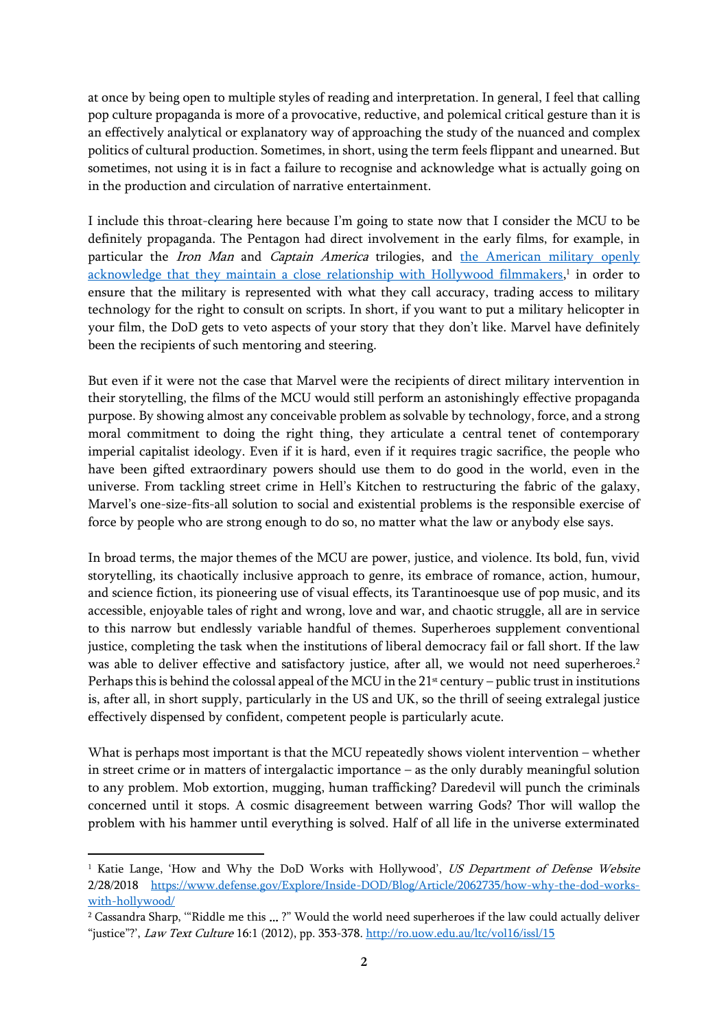at once by being open to multiple styles of reading and interpretation. In general, I feel that calling pop culture propaganda is more of a provocative, reductive, and polemical critical gesture than it is an effectively analytical or explanatory way of approaching the study of the nuanced and complex politics of cultural production. Sometimes, in short, using the term feels flippant and unearned. But sometimes, not using it is in fact a failure to recognise and acknowledge what is actually going on in the production and circulation of narrative entertainment.

I include this throat-clearing here because I'm going to state now that I consider the MCU to be definitely propaganda. The Pentagon had direct involvement in the early films, for example, in particular the *Iron Man* and *Captain America* trilogies, and [the American military openly acknowledge that they maintain a close relationship with Hollywood filmmakers](https://www.defense.gov/Explore/Inside-DOD/Blog/Article/2062735/how-why-the-dod-works-with-hollywood/),[1] in order to ensure that the military is represented with what they call accuracy, trading access to military technology for the right to consult on scripts. In short, if you want to put a military helicopter in your film, the DoD gets to veto aspects of your story that they don't like. Marvel have definitely been the recipients of such mentoring and steering.

But even if it were not the case that Marvel were the recipients of direct military intervention in their storytelling, the films of the MCU would still perform an astonishingly effective propaganda purpose. By showing almost any conceivable problem as solvable by technology, force, and a strong moral commitment to doing the right thing, they articulate a central tenet of contemporary imperial capitalist ideology. Even if it is hard, even if it requires tragic sacrifice, the people who have been gifted extraordinary powers should use them to do good in the world, even in the universe. From tackling street crime in Hell's Kitchen to restructuring the fabric of the galaxy, Marvel's one-size-fits-all solution to social and existential problems is the responsible exercise of force by people who are strong enough to do so, no matter what the law or anybody else says.

In broad terms, the major themes of the MCU are power, justice, and violence. Its bold, fun, vivid storytelling, its chaotically inclusive approach to genre, its embrace of romance, action, humour, and science fiction, its pioneering use of visual effects, its Tarantinoesque use of pop music, and its accessible, enjoyable tales of right and wrong, love and war, and chaotic struggle, all are in service to this narrow but endlessly variable handful of themes. Superheroes supplement conventional justice, completing the task when the institutions of liberal democracy fail or fall short. If the law was able to deliver effective and satisfactory justice, after all, we would not need superheroes.[2] Perhaps this is behind the colossal appeal of the MCU in the 21st century – public trust in institutions is, after all, in short supply, particularly in the US and UK, so the thrill of seeing extralegal justice effectively dispensed by confident, competent people is particularly acute.

What is perhaps most important is that the MCU repeatedly shows violent intervention – whether in street crime or in matters of intergalactic importance – as the only durably meaningful solution to any problem. Mob extortion, mugging, human trafficking? Daredevil will punch the criminals concerned until it stops. A cosmic disagreement between warring Gods? Thor will wallop the problem with his hammer until everything is solved. Half of all life in the universe exterminated

---

[1] Katie Lange, 'How and Why the DoD Works with Hollywood', *US Department of Defense Website* 2/28/2018 https://www.defense.gov/Explore/Inside-DOD/Blog/Article/2062735/how-why-the-dod-works-with-hollywood/

[2] Cassandra Sharp, '"Riddle me this ... ?" Would the world need superheroes if the law could actually deliver "justice"?', *Law Text Culture* 16:1 (2012), pp. 353-378. http://ro.uow.edu.au/ltc/vol16/iss1/15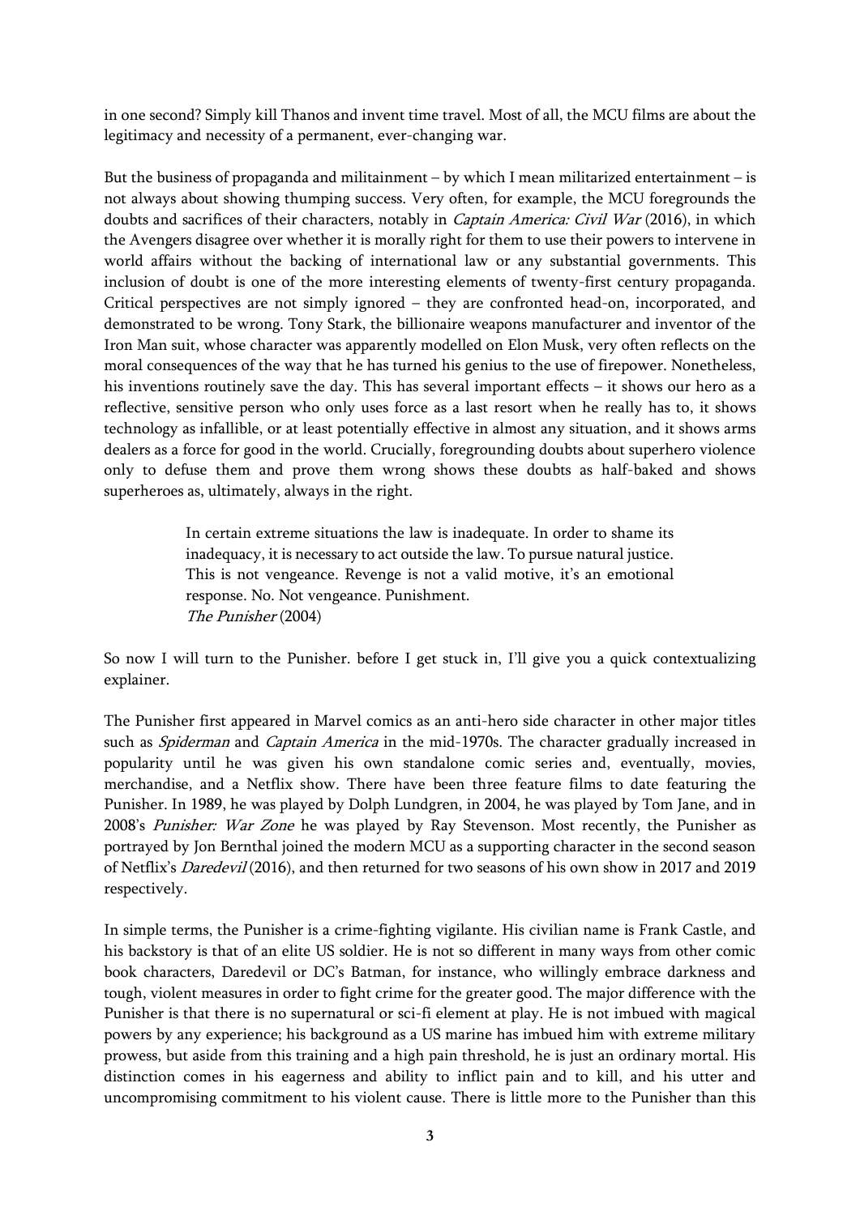in one second? Simply kill Thanos and invent time travel. Most of all, the MCU films are about the legitimacy and necessity of a permanent, ever-changing war.

But the business of propaganda and militainment – by which I mean militarized entertainment – is not always about showing thumping success. Very often, for example, the MCU foregrounds the doubts and sacrifices of their characters, notably in *Captain America: Civil War* (2016), in which the Avengers disagree over whether it is morally right for them to use their powers to intervene in world affairs without the backing of international law or any substantial governments. This inclusion of doubt is one of the more interesting elements of twenty-first century propaganda. Critical perspectives are not simply ignored – they are confronted head-on, incorporated, and demonstrated to be wrong. Tony Stark, the billionaire weapons manufacturer and inventor of the Iron Man suit, whose character was apparently modelled on Elon Musk, very often reflects on the moral consequences of the way that he has turned his genius to the use of firepower. Nonetheless, his inventions routinely save the day. This has several important effects – it shows our hero as a reflective, sensitive person who only uses force as a last resort when he really has to, it shows technology as infallible, or at least potentially effective in almost any situation, and it shows arms dealers as a force for good in the world. Crucially, foregrounding doubts about superhero violence only to defuse them and prove them wrong shows these doubts as half-baked and shows superheroes as, ultimately, always in the right.

> In certain extreme situations the law is inadequate. In order to shame its inadequacy, it is necessary to act outside the law. To pursue natural justice. This is not vengeance. Revenge is not a valid motive, it's an emotional response. No. Not vengeance. Punishment.
> *The Punisher* (2004)

So now I will turn to the Punisher. before I get stuck in, I'll give you a quick contextualizing explainer.

The Punisher first appeared in Marvel comics as an anti-hero side character in other major titles such as *Spiderman* and *Captain America* in the mid-1970s. The character gradually increased in popularity until he was given his own standalone comic series and, eventually, movies, merchandise, and a Netflix show. There have been three feature films to date featuring the Punisher. In 1989, he was played by Dolph Lundgren, in 2004, he was played by Tom Jane, and in 2008's *Punisher: War Zone* he was played by Ray Stevenson. Most recently, the Punisher as portrayed by Jon Bernthal joined the modern MCU as a supporting character in the second season of Netflix's *Daredevil* (2016), and then returned for two seasons of his own show in 2017 and 2019 respectively.

In simple terms, the Punisher is a crime-fighting vigilante. His civilian name is Frank Castle, and his backstory is that of an elite US soldier. He is not so different in many ways from other comic book characters, Daredevil or DC's Batman, for instance, who willingly embrace darkness and tough, violent measures in order to fight crime for the greater good. The major difference with the Punisher is that there is no supernatural or sci-fi element at play. He is not imbued with magical powers by any experience; his background as a US marine has imbued him with extreme military prowess, but aside from this training and a high pain threshold, he is just an ordinary mortal. His distinction comes in his eagerness and ability to inflict pain and to kill, and his utter and uncompromising commitment to his violent cause. There is little more to the Punisher than this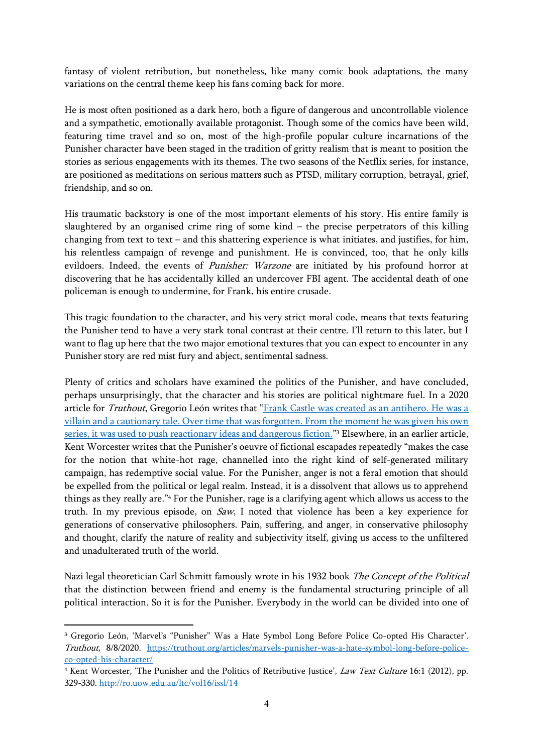fantasy of violent retribution, but nonetheless, like many comic book adaptations, the many variations on the central theme keep his fans coming back for more.

He is most often positioned as a dark hero, both a figure of dangerous and uncontrollable violence and a sympathetic, emotionally available protagonist. Though some of the comics have been wild, featuring time travel and so on, most of the high-profile popular culture incarnations of the Punisher character have been staged in the tradition of gritty realism that is meant to position the stories as serious engagements with its themes. The two seasons of the Netflix series, for instance, are positioned as meditations on serious matters such as PTSD, military corruption, betrayal, grief, friendship, and so on.

His traumatic backstory is one of the most important elements of his story. His entire family is slaughtered by an organised crime ring of some kind – the precise perpetrators of this killing changing from text to text – and this shattering experience is what initiates, and justifies, for him, his relentless campaign of revenge and punishment. He is convinced, too, that he only kills evildoers. Indeed, the events of *Punisher: Warzone* are initiated by his profound horror at discovering that he has accidentally killed an undercover FBI agent. The accidental death of one policeman is enough to undermine, for Frank, his entire crusade.

This tragic foundation to the character, and his very strict moral code, means that texts featuring the Punisher tend to have a very stark tonal contrast at their centre. I'll return to this later, but I want to flag up here that the two major emotional textures that you can expect to encounter in any Punisher story are red mist fury and abject, sentimental sadness.

Plenty of critics and scholars have examined the politics of the Punisher, and have concluded, perhaps unsurprisingly, that the character and his stories are political nightmare fuel. In a 2020 article for *Truthout*, Gregorio León writes that "Frank Castle was created as an antihero. He was a villain and a cautionary tale. Over time that was forgotten. From the moment he was given his own series, it was used to push reactionary ideas and dangerous fiction."[3] Elsewhere, in an earlier article, Kent Worcester writes that the Punisher's oeuvre of fictional escapades repeatedly "makes the case for the notion that white-hot rage, channelled into the right kind of self-generated military campaign, has redemptive social value. For the Punisher, anger is not a feral emotion that should be expelled from the political or legal realm. Instead, it is a dissolvent that allows us to apprehend things as they really are."[4] For the Punisher, rage is a clarifying agent which allows us access to the truth. In my previous episode, on *Saw*, I noted that violence has been a key experience for generations of conservative philosophers. Pain, suffering, and anger, in conservative philosophy and thought, clarify the nature of reality and subjectivity itself, giving us access to the unfiltered and unadulterated truth of the world.

Nazi legal theoretician Carl Schmitt famously wrote in his 1932 book *The Concept of the Political* that the distinction between friend and enemy is the fundamental structuring principle of all political interaction. So it is for the Punisher. Everybody in the world can be divided into one of

---

[3] Gregorio León, 'Marvel's "Punisher" Was a Hate Symbol Long Before Police Co-opted His Character'. *Truthout*, 8/8/2020. https://truthout.org/articles/marvels-punisher-was-a-hate-symbol-long-before-police-co-opted-his-character/

[4] Kent Worcester, 'The Punisher and the Politics of Retributive Justice', *Law Text Culture* 16:1 (2012), pp. 329-330. http://ro.uow.edu.au/ltc/vol16/iss1/14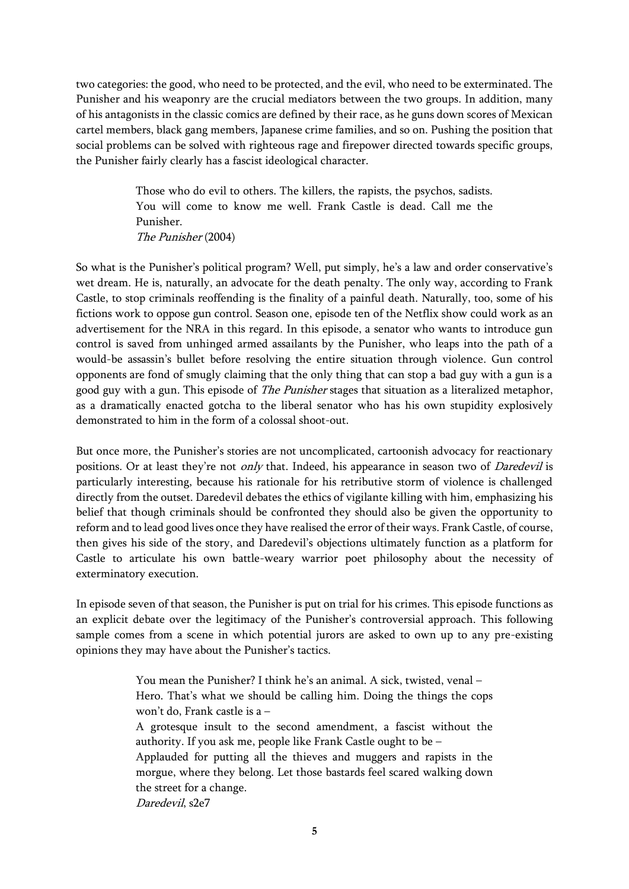two categories: the good, who need to be protected, and the evil, who need to be exterminated. The Punisher and his weaponry are the crucial mediators between the two groups. In addition, many of his antagonists in the classic comics are defined by their race, as he guns down scores of Mexican cartel members, black gang members, Japanese crime families, and so on. Pushing the position that social problems can be solved with righteous rage and firepower directed towards specific groups, the Punisher fairly clearly has a fascist ideological character.

> Those who do evil to others. The killers, the rapists, the psychos, sadists. You will come to know me well. Frank Castle is dead. Call me the Punisher.
> *The Punisher* (2004)

So what is the Punisher's political program? Well, put simply, he's a law and order conservative's wet dream. He is, naturally, an advocate for the death penalty. The only way, according to Frank Castle, to stop criminals reoffending is the finality of a painful death. Naturally, too, some of his fictions work to oppose gun control. Season one, episode ten of the Netflix show could work as an advertisement for the NRA in this regard. In this episode, a senator who wants to introduce gun control is saved from unhinged armed assailants by the Punisher, who leaps into the path of a would-be assassin's bullet before resolving the entire situation through violence. Gun control opponents are fond of smugly claiming that the only thing that can stop a bad guy with a gun is a good guy with a gun. This episode of *The Punisher* stages that situation as a literalized metaphor, as a dramatically enacted gotcha to the liberal senator who has his own stupidity explosively demonstrated to him in the form of a colossal shoot-out.

But once more, the Punisher's stories are not uncomplicated, cartoonish advocacy for reactionary positions. Or at least they're not *only* that. Indeed, his appearance in season two of *Daredevil* is particularly interesting, because his rationale for his retributive storm of violence is challenged directly from the outset. Daredevil debates the ethics of vigilante killing with him, emphasizing his belief that though criminals should be confronted they should also be given the opportunity to reform and to lead good lives once they have realised the error of their ways. Frank Castle, of course, then gives his side of the story, and Daredevil's objections ultimately function as a platform for Castle to articulate his own battle-weary warrior poet philosophy about the necessity of exterminatory execution.

In episode seven of that season, the Punisher is put on trial for his crimes. This episode functions as an explicit debate over the legitimacy of the Punisher's controversial approach. This following sample comes from a scene in which potential jurors are asked to own up to any pre-existing opinions they may have about the Punisher's tactics.

> You mean the Punisher? I think he's an animal. A sick, twisted, venal –
> Hero. That's what we should be calling him. Doing the things the cops won't do, Frank castle is a –
> A grotesque insult to the second amendment, a fascist without the authority. If you ask me, people like Frank Castle ought to be –
> Applauded for putting all the thieves and muggers and rapists in the morgue, where they belong. Let those bastards feel scared walking down the street for a change.
> *Daredevil*, s2e7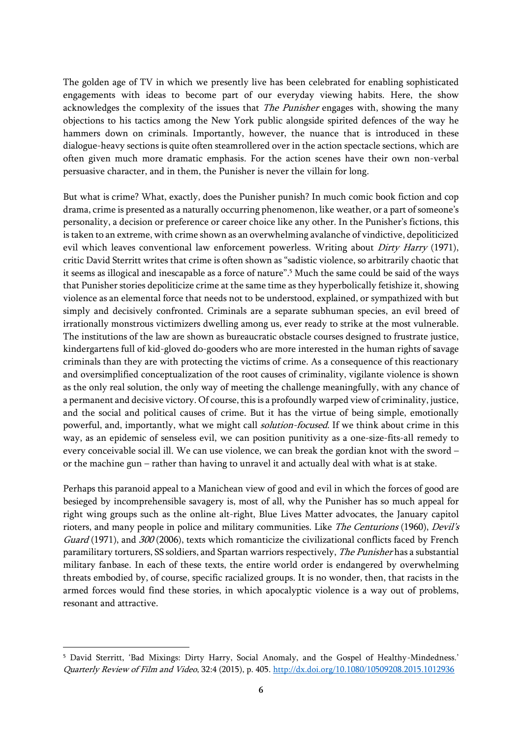The golden age of TV in which we presently live has been celebrated for enabling sophisticated engagements with ideas to become part of our everyday viewing habits. Here, the show acknowledges the complexity of the issues that *The Punisher* engages with, showing the many objections to his tactics among the New York public alongside spirited defences of the way he hammers down on criminals. Importantly, however, the nuance that is introduced in these dialogue-heavy sections is quite often steamrollered over in the action spectacle sections, which are often given much more dramatic emphasis. For the action scenes have their own non-verbal persuasive character, and in them, the Punisher is never the villain for long.

But what is crime? What, exactly, does the Punisher punish? In much comic book fiction and cop drama, crime is presented as a naturally occurring phenomenon, like weather, or a part of someone's personality, a decision or preference or career choice like any other. In the Punisher's fictions, this is taken to an extreme, with crime shown as an overwhelming avalanche of vindictive, depoliticized evil which leaves conventional law enforcement powerless. Writing about *Dirty Harry* (1971), critic David Sterritt writes that crime is often shown as "sadistic violence, so arbitrarily chaotic that it seems as illogical and inescapable as a force of nature".[5] Much the same could be said of the ways that Punisher stories depoliticize crime at the same time as they hyperbolically fetishize it, showing violence as an elemental force that needs not to be understood, explained, or sympathized with but simply and decisively confronted. Criminals are a separate subhuman species, an evil breed of irrationally monstrous victimizers dwelling among us, ever ready to strike at the most vulnerable. The institutions of the law are shown as bureaucratic obstacle courses designed to frustrate justice, kindergartens full of kid-gloved do-gooders who are more interested in the human rights of savage criminals than they are with protecting the victims of crime. As a consequence of this reactionary and oversimplified conceptualization of the root causes of criminality, vigilante violence is shown as the only real solution, the only way of meeting the challenge meaningfully, with any chance of a permanent and decisive victory. Of course, this is a profoundly warped view of criminality, justice, and the social and political causes of crime. But it has the virtue of being simple, emotionally powerful, and, importantly, what we might call *solution-focused*. If we think about crime in this way, as an epidemic of senseless evil, we can position punitivity as a one-size-fits-all remedy to every conceivable social ill. We can use violence, we can break the gordian knot with the sword – or the machine gun – rather than having to unravel it and actually deal with what is at stake.

Perhaps this paranoid appeal to a Manichean view of good and evil in which the forces of good are besieged by incomprehensible savagery is, most of all, why the Punisher has so much appeal for right wing groups such as the online alt-right, Blue Lives Matter advocates, the January capitol rioters, and many people in police and military communities. Like *The Centurions* (1960), *Devil's Guard* (1971), and *300* (2006), texts which romanticize the civilizational conflicts faced by French paramilitary torturers, SS soldiers, and Spartan warriors respectively, *The Punisher* has a substantial military fanbase. In each of these texts, the entire world order is endangered by overwhelming threats embodied by, of course, specific racialized groups. It is no wonder, then, that racists in the armed forces would find these stories, in which apocalyptic violence is a way out of problems, resonant and attractive.

---

[5] David Sterritt, 'Bad Mixings: Dirty Harry, Social Anomaly, and the Gospel of Healthy-Mindedness.' *Quarterly Review of Film and Video*, 32:4 (2015), p. 405. http://dx.doi.org/10.1080/10509208.2015.1012936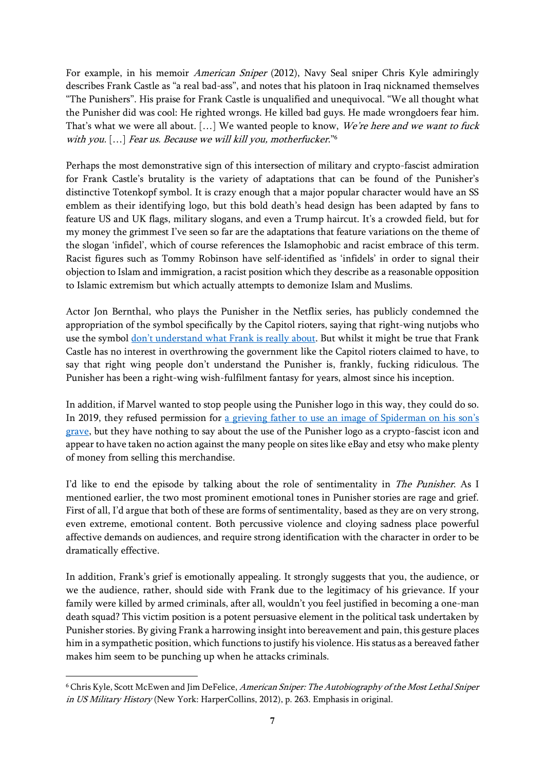For example, in his memoir *American Sniper* (2012), Navy Seal sniper Chris Kyle admiringly describes Frank Castle as "a real bad-ass", and notes that his platoon in Iraq nicknamed themselves "The Punishers". His praise for Frank Castle is unqualified and unequivocal. "We all thought what the Punisher did was cool: He righted wrongs. He killed bad guys. He made wrongdoers fear him. That's what we were all about. […] We wanted people to know, *We're here and we want to fuck with you.* […] *Fear us. Because we will kill you, motherfucker.*"[6]

Perhaps the most demonstrative sign of this intersection of military and crypto-fascist admiration for Frank Castle's brutality is the variety of adaptations that can be found of the Punisher's distinctive Totenkopf symbol. It is crazy enough that a major popular character would have an SS emblem as their identifying logo, but this bold death's head design has been adapted by fans to feature US and UK flags, military slogans, and even a Trump haircut. It's a crowded field, but for my money the grimmest I've seen so far are the adaptations that feature variations on the theme of the slogan 'infidel', which of course references the Islamophobic and racist embrace of this term. Racist figures such as Tommy Robinson have self-identified as 'infidels' in order to signal their objection to Islam and immigration, a racist position which they describe as a reasonable opposition to Islamic extremism but which actually attempts to demonize Islam and Muslims.

Actor Jon Bernthal, who plays the Punisher in the Netflix series, has publicly condemned the appropriation of the symbol specifically by the Capitol rioters, saying that right-wing nutjobs who use the symbol don't understand what Frank is really about. But whilst it might be true that Frank Castle has no interest in overthrowing the government like the Capitol rioters claimed to have, to say that right wing people don't understand the Punisher is, frankly, fucking ridiculous. The Punisher has been a right-wing wish-fulfilment fantasy for years, almost since his inception.

In addition, if Marvel wanted to stop people using the Punisher logo in this way, they could do so. In 2019, they refused permission for a grieving father to use an image of Spiderman on his son's grave, but they have nothing to say about the use of the Punisher logo as a crypto-fascist icon and appear to have taken no action against the many people on sites like eBay and etsy who make plenty of money from selling this merchandise.

I'd like to end the episode by talking about the role of sentimentality in *The Punisher*. As I mentioned earlier, the two most prominent emotional tones in Punisher stories are rage and grief. First of all, I'd argue that both of these are forms of sentimentality, based as they are on very strong, even extreme, emotional content. Both percussive violence and cloying sadness place powerful affective demands on audiences, and require strong identification with the character in order to be dramatically effective.

In addition, Frank's grief is emotionally appealing. It strongly suggests that you, the audience, or we the audience, rather, should side with Frank due to the legitimacy of his grievance. If your family were killed by armed criminals, after all, wouldn't you feel justified in becoming a one-man death squad? This victim position is a potent persuasive element in the political task undertaken by Punisher stories. By giving Frank a harrowing insight into bereavement and pain, this gesture places him in a sympathetic position, which functions to justify his violence. His status as a bereaved father makes him seem to be punching up when he attacks criminals.

---

[6] Chris Kyle, Scott McEwen and Jim DeFelice, *American Sniper: The Autobiography of the Most Lethal Sniper in US Military History* (New York: HarperCollins, 2012), p. 263. Emphasis in original.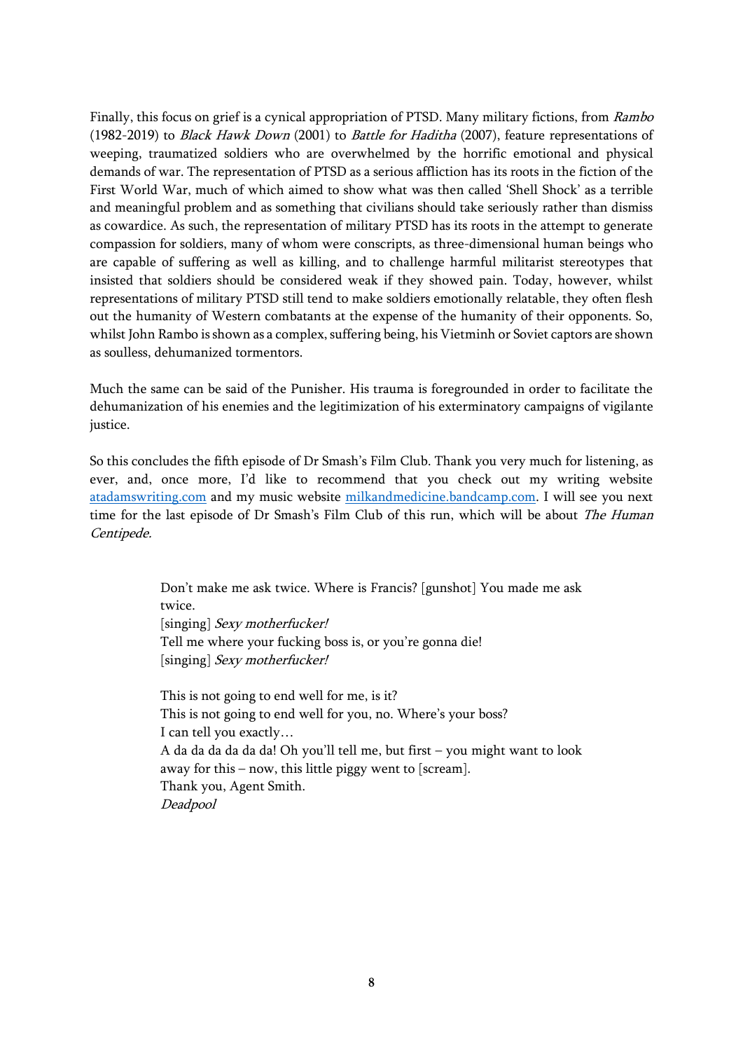Finally, this focus on grief is a cynical appropriation of PTSD. Many military fictions, from *Rambo* (1982-2019) to *Black Hawk Down* (2001) to *Battle for Haditha* (2007), feature representations of weeping, traumatized soldiers who are overwhelmed by the horrific emotional and physical demands of war. The representation of PTSD as a serious affliction has its roots in the fiction of the First World War, much of which aimed to show what was then called 'Shell Shock' as a terrible and meaningful problem and as something that civilians should take seriously rather than dismiss as cowardice. As such, the representation of military PTSD has its roots in the attempt to generate compassion for soldiers, many of whom were conscripts, as three-dimensional human beings who are capable of suffering as well as killing, and to challenge harmful militarist stereotypes that insisted that soldiers should be considered weak if they showed pain. Today, however, whilst representations of military PTSD still tend to make soldiers emotionally relatable, they often flesh out the humanity of Western combatants at the expense of the humanity of their opponents. So, whilst John Rambo is shown as a complex, suffering being, his Vietminh or Soviet captors are shown as soulless, dehumanized tormentors.

Much the same can be said of the Punisher. His trauma is foregrounded in order to facilitate the dehumanization of his enemies and the legitimization of his exterminatory campaigns of vigilante justice.

So this concludes the fifth episode of Dr Smash's Film Club. Thank you very much for listening, as ever, and, once more, I'd like to recommend that you check out my writing website [atadamswriting.com](atadamswriting.com) and my music website [milkandmedicine.bandcamp.com](milkandmedicine.bandcamp.com). I will see you next time for the last episode of Dr Smash's Film Club of this run, which will be about *The Human Centipede*.

> Don't make me ask twice. Where is Francis? [gunshot] You made me ask twice.
> [singing] *Sexy motherfucker!*
> Tell me where your fucking boss is, or you're gonna die!
> [singing] *Sexy motherfucker!*
>
> This is not going to end well for me, is it?
> This is not going to end well for you, no. Where's your boss?
> I can tell you exactly…
> A da da da da da da! Oh you'll tell me, but first – you might want to look away for this – now, this little piggy went to [scream].
> Thank you, Agent Smith.
> *Deadpool*